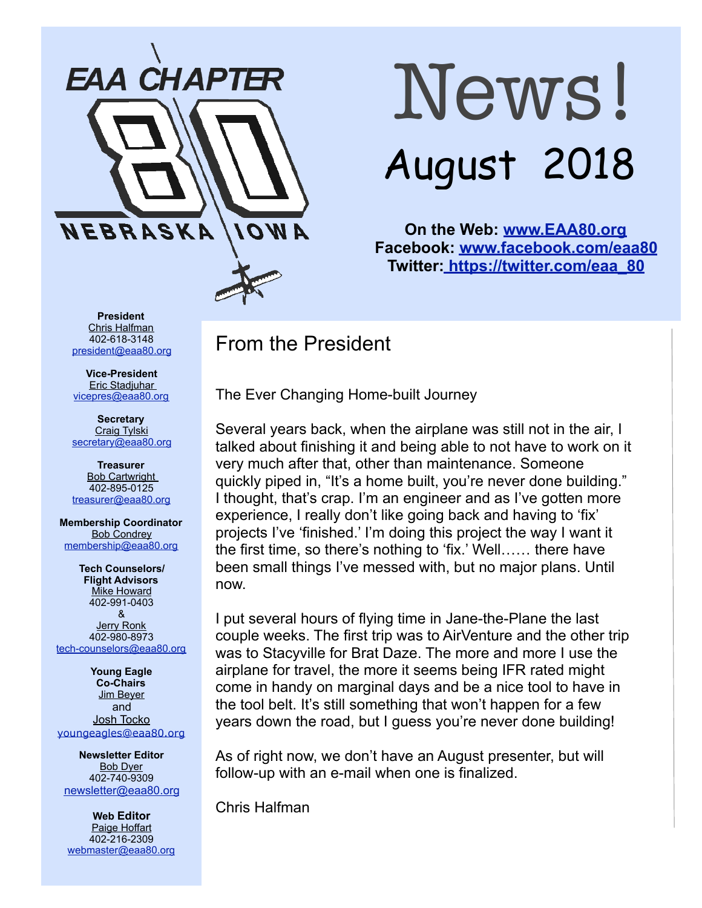EAA CHAPTER 80 NEBRASKA IOWA

# News!

## August 2018

**On the Web: [www.EAA80.org](http://www.EAA80.org)**
**Facebook: [www.facebook.com/eaa80](http://www.facebook.com/eaa80)**
**Twitter: [https://twitter.com/eaa_80](https://twitter.com/eaa_80)**

**President**
Chris Halfman
402-618-3148
president@eaa80.org

**Vice-President**
Eric Stadjuhar
vicepres@eaa80.org

**Secretary**
Craig Tylski
secretary@eaa80.org

**Treasurer**
Bob Cartwright
402-895-0125
treasurer@eaa80.org

**Membership Coordinator**
Bob Condrey
membership@eaa80.org

**Tech Counselors/ Flight Advisors**
Mike Howard
402-991-0403
&
Jerry Ronk
402-980-8973
tech-counselors@eaa80.org

**Young Eagle Co-Chairs**
Jim Beyer
and
Josh Tocko
youngeagles@eaa80.org

**Newsletter Editor**
Bob Dyer
402-740-9309
newsletter@eaa80.org

**Web Editor**
Paige Hoffart
402-216-2309
webmaster@eaa80.org

## From the President

The Ever Changing Home-built Journey

Several years back, when the airplane was still not in the air, I talked about finishing it and being able to not have to work on it very much after that, other than maintenance. Someone quickly piped in, "It's a home built, you're never done building." I thought, that's crap. I'm an engineer and as I've gotten more experience, I really don't like going back and having to 'fix' projects I've 'finished.' I'm doing this project the way I want it the first time, so there's nothing to 'fix.' Well…… there have been small things I've messed with, but no major plans. Until now.

I put several hours of flying time in Jane-the-Plane the last couple weeks. The first trip was to AirVenture and the other trip was to Stacyville for Brat Daze. The more and more I use the airplane for travel, the more it seems being IFR rated might come in handy on marginal days and be a nice tool to have in the tool belt. It's still something that won't happen for a few years down the road, but I guess you're never done building!

As of right now, we don't have an August presenter, but will follow-up with an e-mail when one is finalized.

Chris Halfman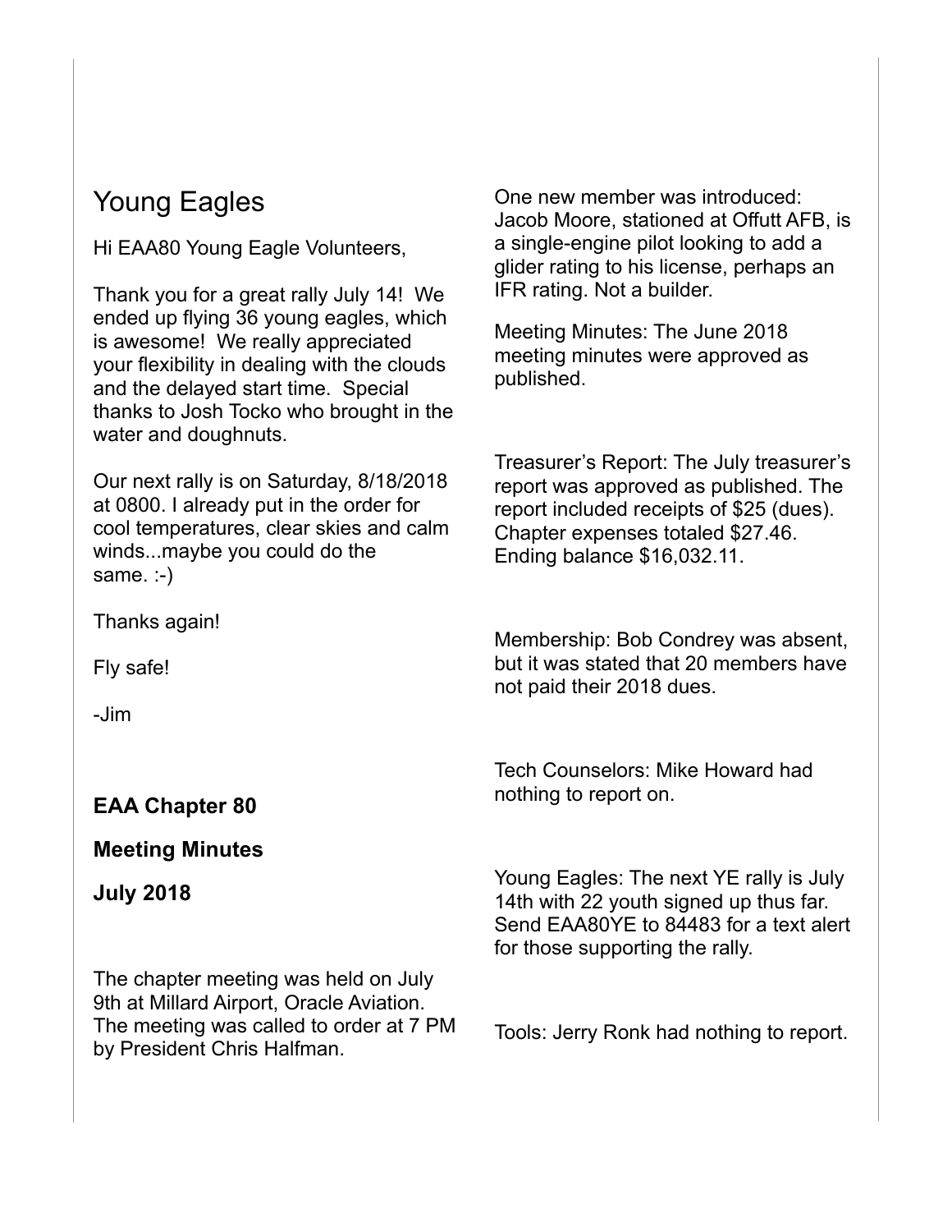## Young Eagles

Hi EAA80 Young Eagle Volunteers,

Thank you for a great rally July 14! We ended up flying 36 young eagles, which is awesome! We really appreciated your flexibility in dealing with the clouds and the delayed start time. Special thanks to Josh Tocko who brought in the water and doughnuts.

Our next rally is on Saturday, 8/18/2018 at 0800. I already put in the order for cool temperatures, clear skies and calm winds...maybe you could do the same. :-)

Thanks again!

Fly safe!

-Jim

**EAA Chapter 80**

**Meeting Minutes**

**July 2018**

The chapter meeting was held on July 9th at Millard Airport, Oracle Aviation. The meeting was called to order at 7 PM by President Chris Halfman.

One new member was introduced: Jacob Moore, stationed at Offutt AFB, is a single-engine pilot looking to add a glider rating to his license, perhaps an IFR rating. Not a builder.

Meeting Minutes: The June 2018 meeting minutes were approved as published.

Treasurer's Report: The July treasurer's report was approved as published. The report included receipts of $25 (dues). Chapter expenses totaled $27.46. Ending balance $16,032.11.

Membership: Bob Condrey was absent, but it was stated that 20 members have not paid their 2018 dues.

Tech Counselors: Mike Howard had nothing to report on.

Young Eagles: The next YE rally is July 14th with 22 youth signed up thus far. Send EAA80YE to 84483 for a text alert for those supporting the rally.

Tools: Jerry Ronk had nothing to report.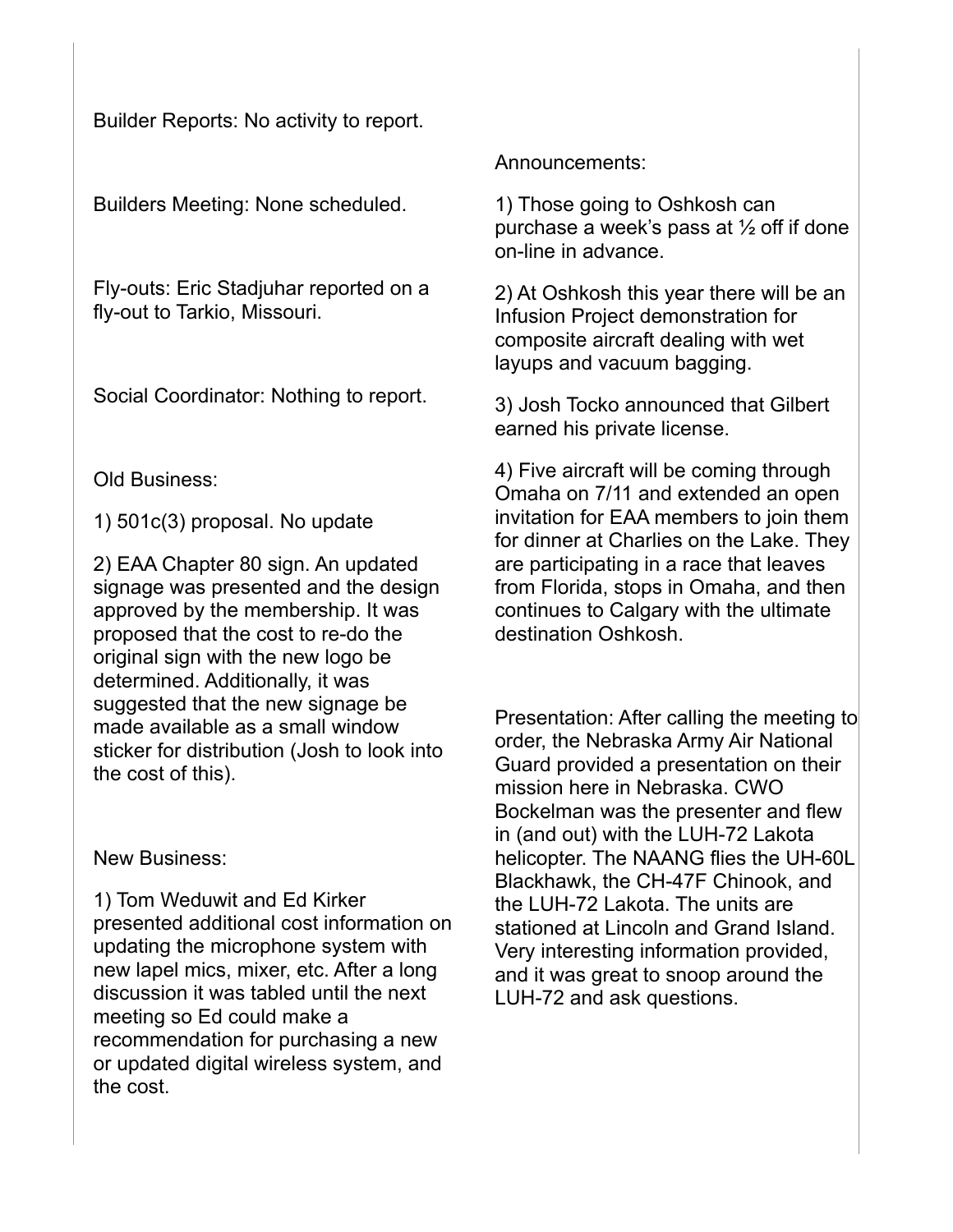Builder Reports: No activity to report.

Builders Meeting: None scheduled.

Fly-outs: Eric Stadjuhar reported on a fly-out to Tarkio, Missouri.

Social Coordinator: Nothing to report.

Old Business:

1) 501c(3) proposal. No update

2) EAA Chapter 80 sign. An updated signage was presented and the design approved by the membership. It was proposed that the cost to re-do the original sign with the new logo be determined. Additionally, it was suggested that the new signage be made available as a small window sticker for distribution (Josh to look into the cost of this).

New Business:

1) Tom Weduwit and Ed Kirker presented additional cost information on updating the microphone system with new lapel mics, mixer, etc. After a long discussion it was tabled until the next meeting so Ed could make a recommendation for purchasing a new or updated digital wireless system, and the cost.

Announcements:

1) Those going to Oshkosh can purchase a week's pass at ½ off if done on-line in advance.

2) At Oshkosh this year there will be an Infusion Project demonstration for composite aircraft dealing with wet layups and vacuum bagging.

3) Josh Tocko announced that Gilbert earned his private license.

4) Five aircraft will be coming through Omaha on 7/11 and extended an open invitation for EAA members to join them for dinner at Charlies on the Lake. They are participating in a race that leaves from Florida, stops in Omaha, and then continues to Calgary with the ultimate destination Oshkosh.

Presentation: After calling the meeting to order, the Nebraska Army Air National Guard provided a presentation on their mission here in Nebraska. CWO Bockelman was the presenter and flew in (and out) with the LUH-72 Lakota helicopter. The NAANG flies the UH-60L Blackhawk, the CH-47F Chinook, and the LUH-72 Lakota. The units are stationed at Lincoln and Grand Island. Very interesting information provided, and it was great to snoop around the LUH-72 and ask questions.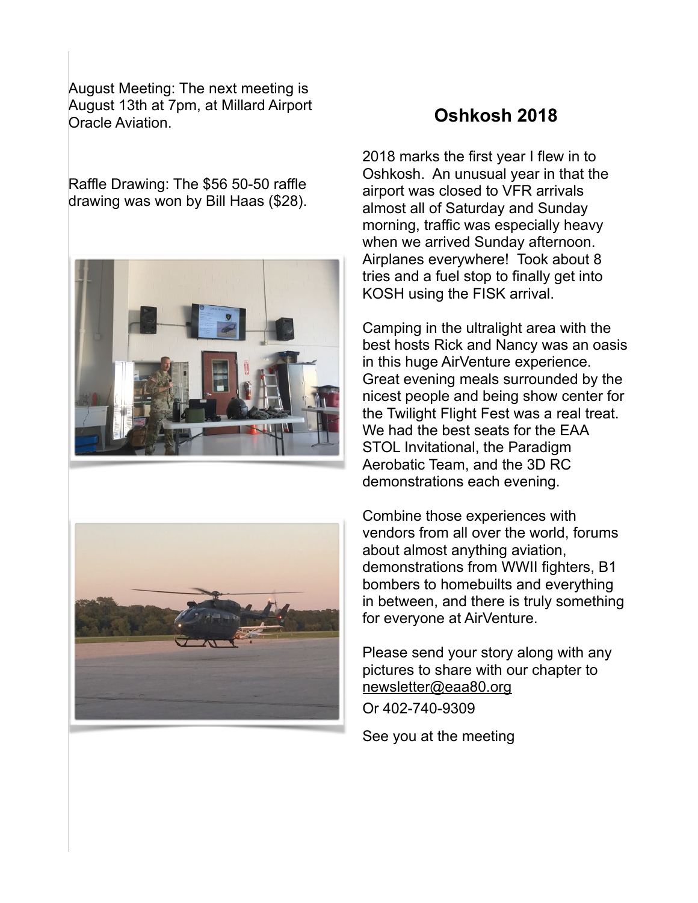August Meeting: The next meeting is August 13th at 7pm, at Millard Airport Oracle Aviation.

Raffle Drawing: The $56 50-50 raffle drawing was won by Bill Haas ($28).

## Oshkosh 2018

2018 marks the first year I flew in to Oshkosh. An unusual year in that the airport was closed to VFR arrivals almost all of Saturday and Sunday morning, traffic was especially heavy when we arrived Sunday afternoon. Airplanes everywhere! Took about 8 tries and a fuel stop to finally get into KOSH using the FISK arrival.

Camping in the ultralight area with the best hosts Rick and Nancy was an oasis in this huge AirVenture experience. Great evening meals surrounded by the nicest people and being show center for the Twilight Flight Fest was a real treat. We had the best seats for the EAA STOL Invitational, the Paradigm Aerobatic Team, and the 3D RC demonstrations each evening.

Combine those experiences with vendors from all over the world, forums about almost anything aviation, demonstrations from WWII fighters, B1 bombers to homebuilts and everything in between, and there is truly something for everyone at AirVenture.

Please send your story along with any pictures to share with our chapter to newsletter@eaa80.org

Or 402-740-9309

See you at the meeting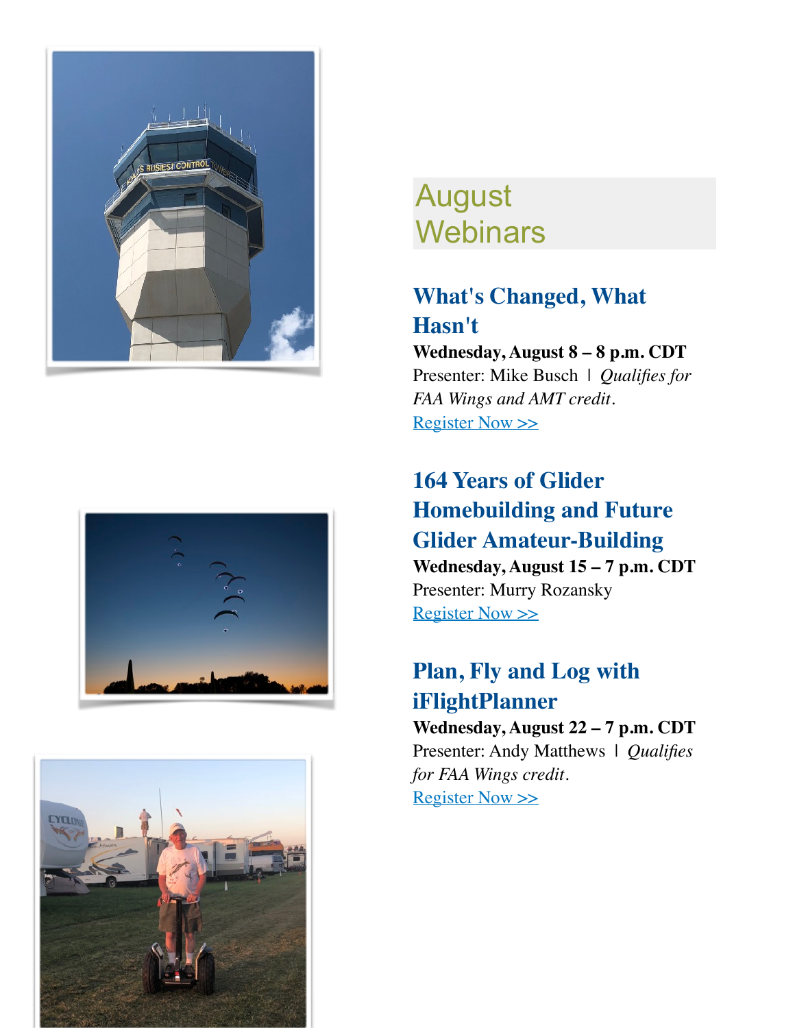## August Webinars

### What's Changed, What Hasn't

**Wednesday, August 8 – 8 p.m. CDT**
Presenter: Mike Busch | *Qualifies for FAA Wings and AMT credit*.
Register Now >>

### 164 Years of Glider Homebuilding and Future Glider Amateur-Building

**Wednesday, August 15 – 7 p.m. CDT**
Presenter: Murry Rozansky
Register Now >>

### Plan, Fly and Log with iFlightPlanner

**Wednesday, August 22 – 7 p.m. CDT**
Presenter: Andy Matthews | *Qualifies for FAA Wings credit*.
Register Now >>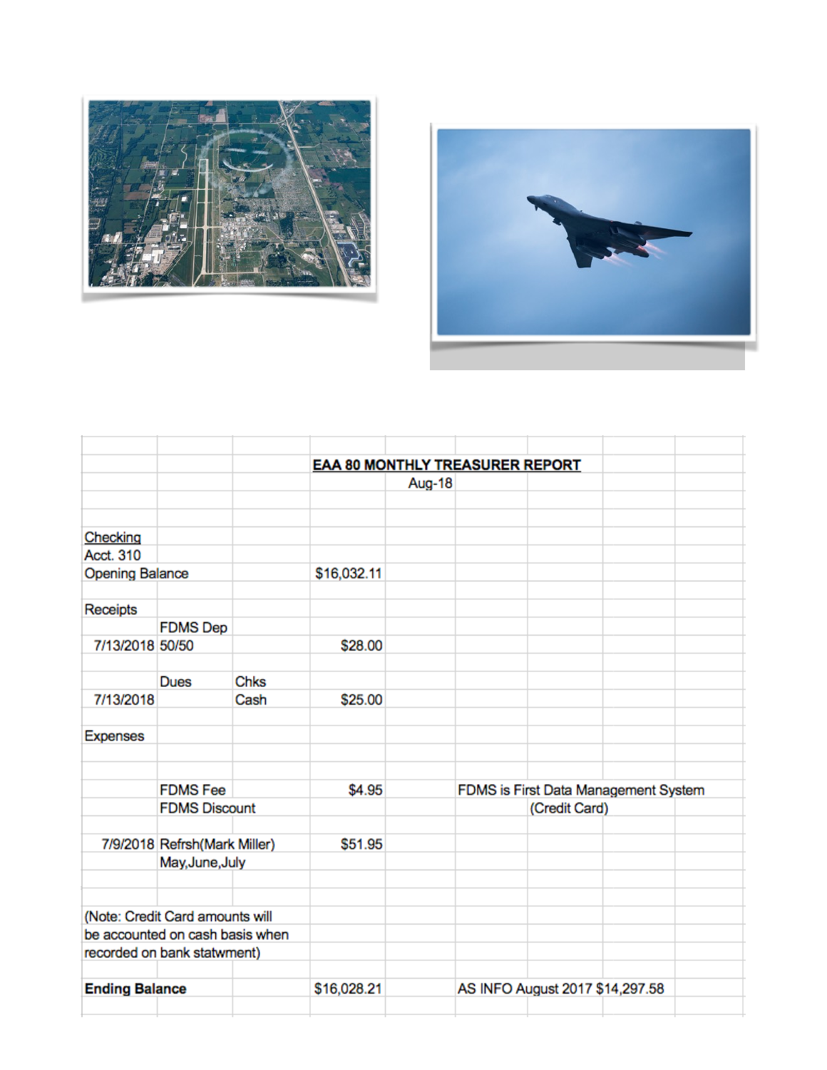## EAA 80 MONTHLY TREASURER REPORT

Aug-18

| | | | | | |
|---|---|---|---|---|---|
| Checking | | | | | |
| Acct. 310 | | | | | |
| Opening Balance | | | $16,032.11 | | |
| | | | | | |
| Receipts | | | | | |
| | FDMS Dep | | | | |
| 7/13/2018 | 50/50 | | $28.00 | | |
| | | | | | |
| | Dues | Chks | | | |
| 7/13/2018 | | Cash | $25.00 | | |
| | | | | | |
| Expenses | | | | | |
| | | | | | |
| | FDMS Fee | | $4.95 | | FDMS is First Data Management System |
| | FDMS Discount | | | | (Credit Card) |
| | | | | | |
| 7/9/2018 | Refrsh(Mark Miller) | | $51.95 | | |
| | May,June,July | | | | |
| | | | | | |
| (Note: Credit Card amounts will be accounted on cash basis when recorded on bank statwment) | | | | | |
| | | | | | |
| **Ending Balance** | | | $16,028.21 | | AS INFO August 2017 $14,297.58 |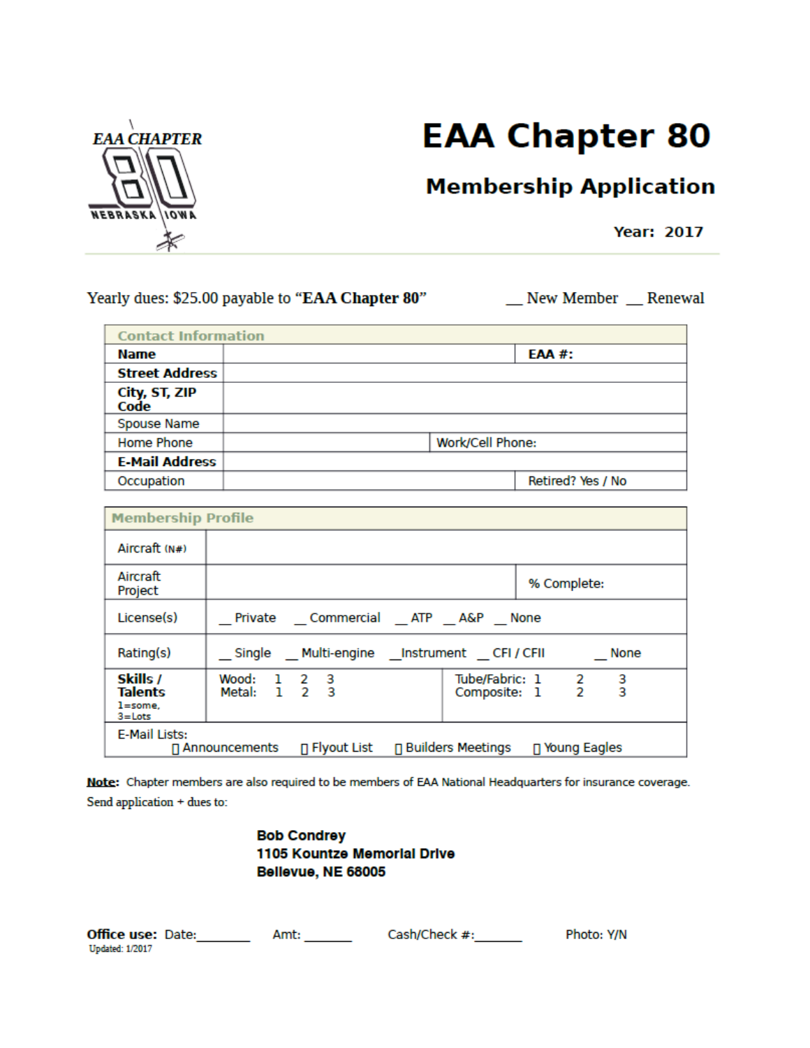EAA CHAPTER 80 NEBRASKA IOWA

# EAA Chapter 80

## Membership Application

**Year: 2017**

Yearly dues: $25.00 payable to "**EAA Chapter 80**" __ New Member __ Renewal

| Contact Information | | | |
|---|---|---|---|
| **Name** | | **EAA #:** | |
| **Street Address** | | | |
| **City, ST, ZIP Code** | | | |
| Spouse Name | | | |
| Home Phone | | Work/Cell Phone: | |
| **E-Mail Address** | | | |
| Occupation | | Retired? Yes / No | |

| Membership Profile | | |
|---|---|---|
| Aircraft (N#) | | |
| Aircraft Project | | % Complete: |
| License(s) | __ Private __ Commercial __ ATP __ A&P __ None | |
| Rating(s) | __ Single __ Multi-engine __ Instrument __ CFI / CFII __ None | |
| **Skills / Talents** 1=some, 3=Lots | Wood: 1 2 3<br>Metal: 1 2 3 | Tube/Fabric: 1 2 3<br>Composite: 1 2 3 |
| E-Mail Lists: ▯ Announcements ▯ Flyout List ▯ Builders Meetings ▯ Young Eagles | | |

**Note:** Chapter members are also required to be members of EAA National Headquarters for insurance coverage.

Send application + dues to:

**Bob Condrey**
**1105 Kountze Memorial Drive**
**Bellevue, NE 68005**

**Office use:** Date:_______ Amt: _______ Cash/Check #:_______ Photo: Y/N

Updated: 1/2017